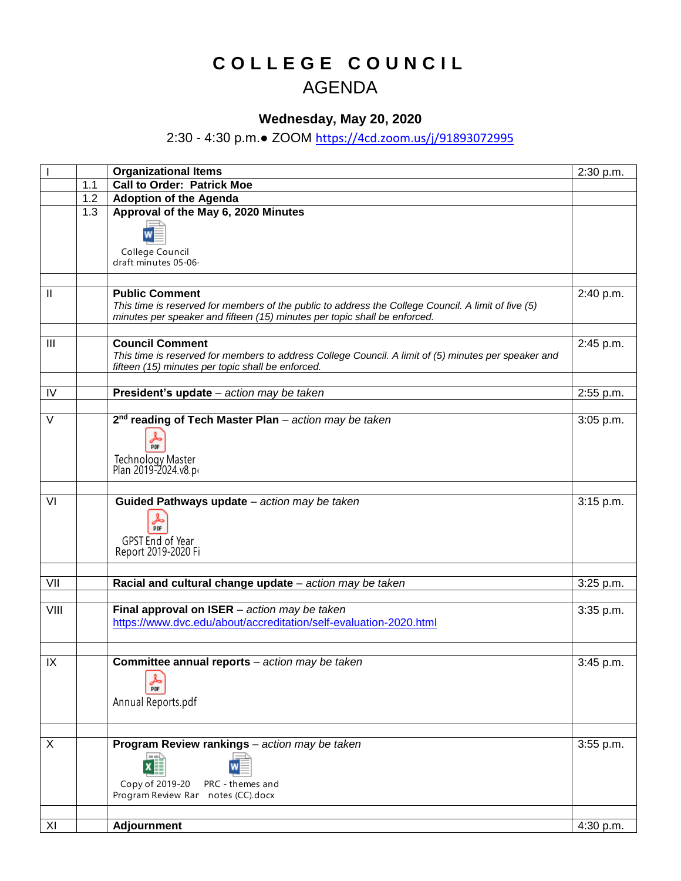# COLLEGE COUNCIL
## AGENDA

**Wednesday, May 20, 2020**

2:30 - 4:30 p.m.● ZOOM https://4cd.zoom.us/j/91893072995

| | | | |
|---|---|---|---|
| I | | **Organizational Items** | 2:30 p.m. |
| | 1.1 | **Call to Order: Patrick Moe** | |
| | 1.2 | **Adoption of the Agenda** | |
| | 1.3 | **Approval of the May 6, 2020 Minutes**<br>College Council draft minutes 05-06- | |
| | | | |
| II | | **Public Comment**<br>*This time is reserved for members of the public to address the College Council. A limit of five (5) minutes per speaker and fifteen (15) minutes per topic shall be enforced.* | 2:40 p.m. |
| | | | |
| III | | **Council Comment**<br>*This time is reserved for members to address College Council. A limit of (5) minutes per speaker and fifteen (15) minutes per topic shall be enforced.* | 2:45 p.m. |
| | | | |
| IV | | **President's update** – *action may be taken* | 2:55 p.m. |
| | | | |
| V | | **2nd reading of Tech Master Plan** – *action may be taken*<br>Technology Master Plan 2019-2024.v8.p | 3:05 p.m. |
| | | | |
| VI | | **Guided Pathways update** – *action may be taken*<br>GPST End of Year Report 2019-2020 Fi | 3:15 p.m. |
| | | | |
| VII | | **Racial and cultural change update** – *action may be taken* | 3:25 p.m. |
| | | | |
| VIII | | **Final approval on ISER** – *action may be taken*<br>https://www.dvc.edu/about/accreditation/self-evaluation-2020.html | 3:35 p.m. |
| | | | |
| IX | | **Committee annual reports** – *action may be taken*<br>Annual Reports.pdf | 3:45 p.m. |
| | | | |
| X | | **Program Review rankings** – *action may be taken*<br>Copy of 2019-20 Program Review Rar &nbsp; PRC - themes and notes (CC).docx | 3:55 p.m. |
| | | | |
| XI | | **Adjournment** | 4:30 p.m. |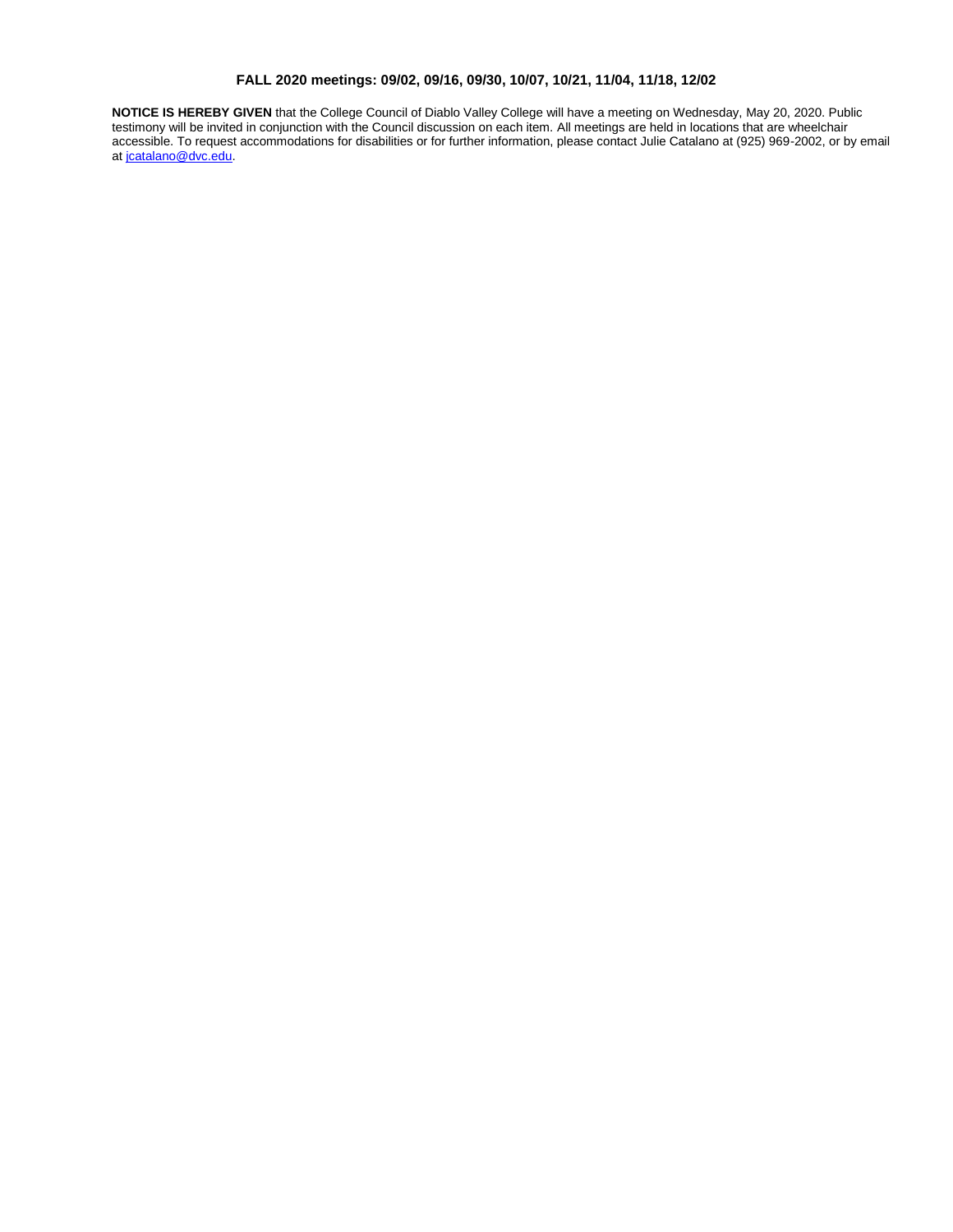**FALL 2020 meetings: 09/02, 09/16, 09/30, 10/07, 10/21, 11/04, 11/18, 12/02**

**NOTICE IS HEREBY GIVEN** that the College Council of Diablo Valley College will have a meeting on Wednesday, May 20, 2020. Public testimony will be invited in conjunction with the Council discussion on each item. All meetings are held in locations that are wheelchair accessible. To request accommodations for disabilities or for further information, please contact Julie Catalano at (925) 969-2002, or by email at jcatalano@dvc.edu.